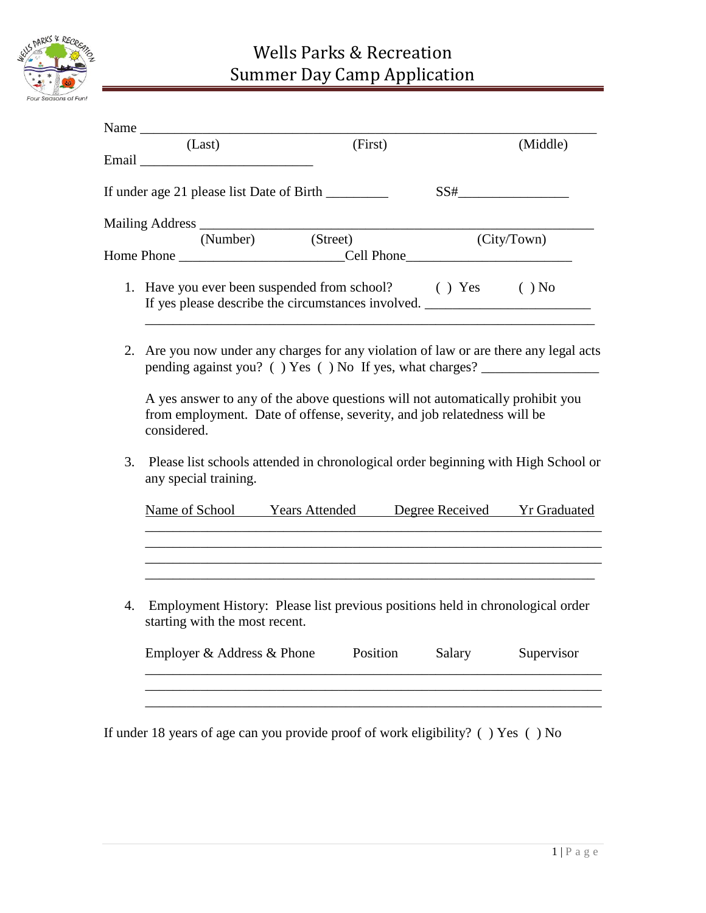# Wells Parks & Recreation
## Summer Day Camp Application

Name ___________________________________________________________________

(Last) (First) (Middle)

Email _________________________

If under age 21 please list Date of Birth _________ SS#________________

Mailing Address ________________________________________________________

(Number) (Street) (City/Town)

Home Phone _______________________Cell Phone________________________

1. Have you ever been suspended from school? ( ) Yes ( ) No
   If yes please describe the circumstances involved. ________________________
   _________________________________________________________________

2. Are you now under any charges for any violation of law or are there any legal acts pending against you? ( ) Yes ( ) No If yes, what charges? _________________

   A yes answer to any of the above questions will not automatically prohibit you from employment. Date of offense, severity, and job relatedness will be considered.

3. Please list schools attended in chronological order beginning with High School or any special training.

| Name of School | Years Attended | Degree Received | Yr Graduated |
|---|---|---|---|
| | | | |
| | | | |
| | | | |
| | | | |

4. Employment History: Please list previous positions held in chronological order starting with the most recent.

| Employer & Address & Phone | Position | Salary | Supervisor |
|---|---|---|---|
| | | | |
| | | | |
| | | | |

If under 18 years of age can you provide proof of work eligibility? ( ) Yes ( ) No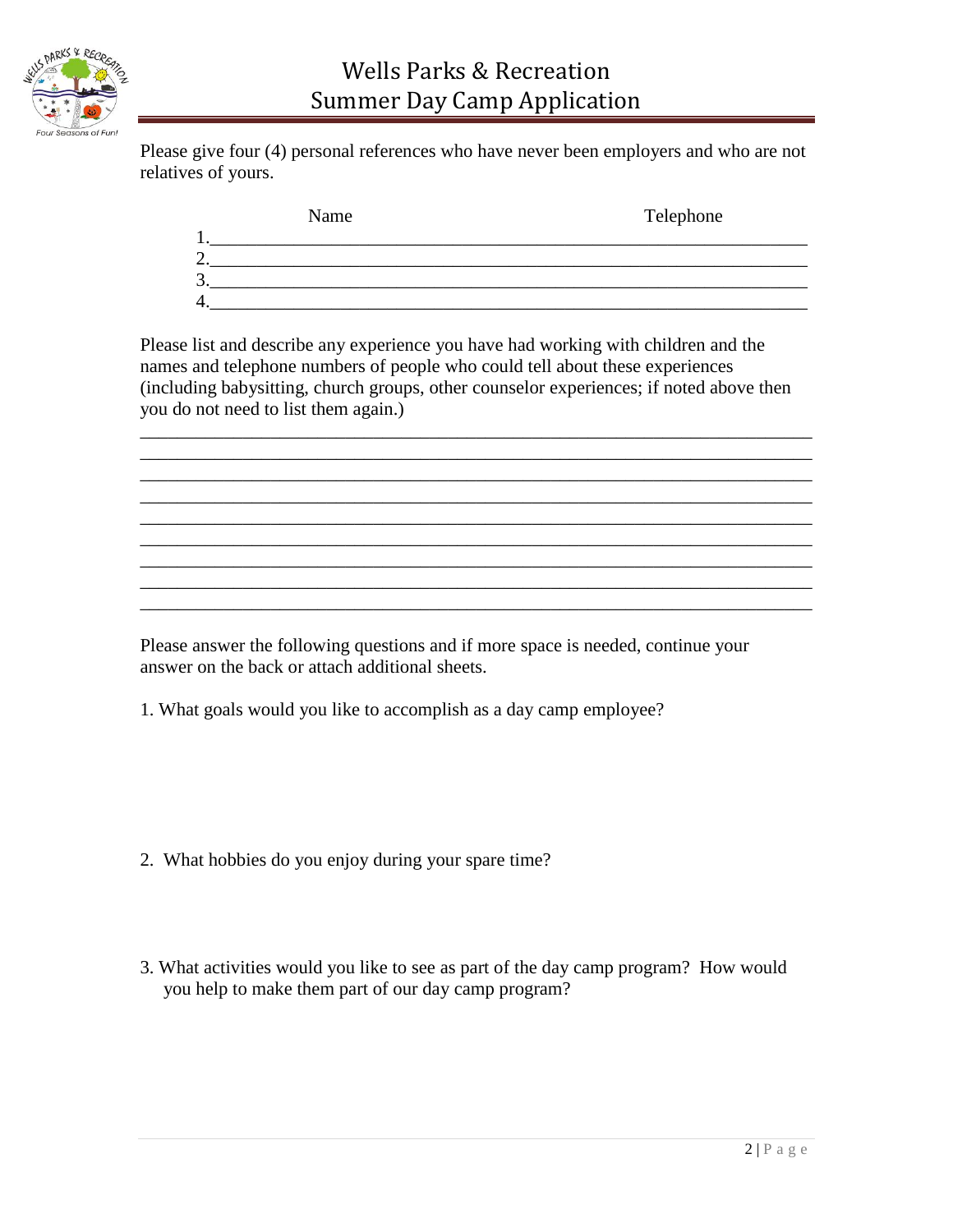# Wells Parks & Recreation
# Summer Day Camp Application

Please give four (4) personal references who have never been employers and who are not relatives of yours.

| Name | Telephone |
|---|---|
| 1. | |
| 2. | |
| 3. | |
| 4. | |

Please list and describe any experience you have had working with children and the names and telephone numbers of people who could tell about these experiences (including babysitting, church groups, other counselor experiences; if noted above then you do not need to list them again.)

_______________________________________________________________________
_______________________________________________________________________
_______________________________________________________________________
_______________________________________________________________________
_______________________________________________________________________
_______________________________________________________________________
_______________________________________________________________________
_______________________________________________________________________
_______________________________________________________________________

Please answer the following questions and if more space is needed, continue your answer on the back or attach additional sheets.

1. What goals would you like to accomplish as a day camp employee?

2. What hobbies do you enjoy during your spare time?

3. What activities would you like to see as part of the day camp program? How would you help to make them part of our day camp program?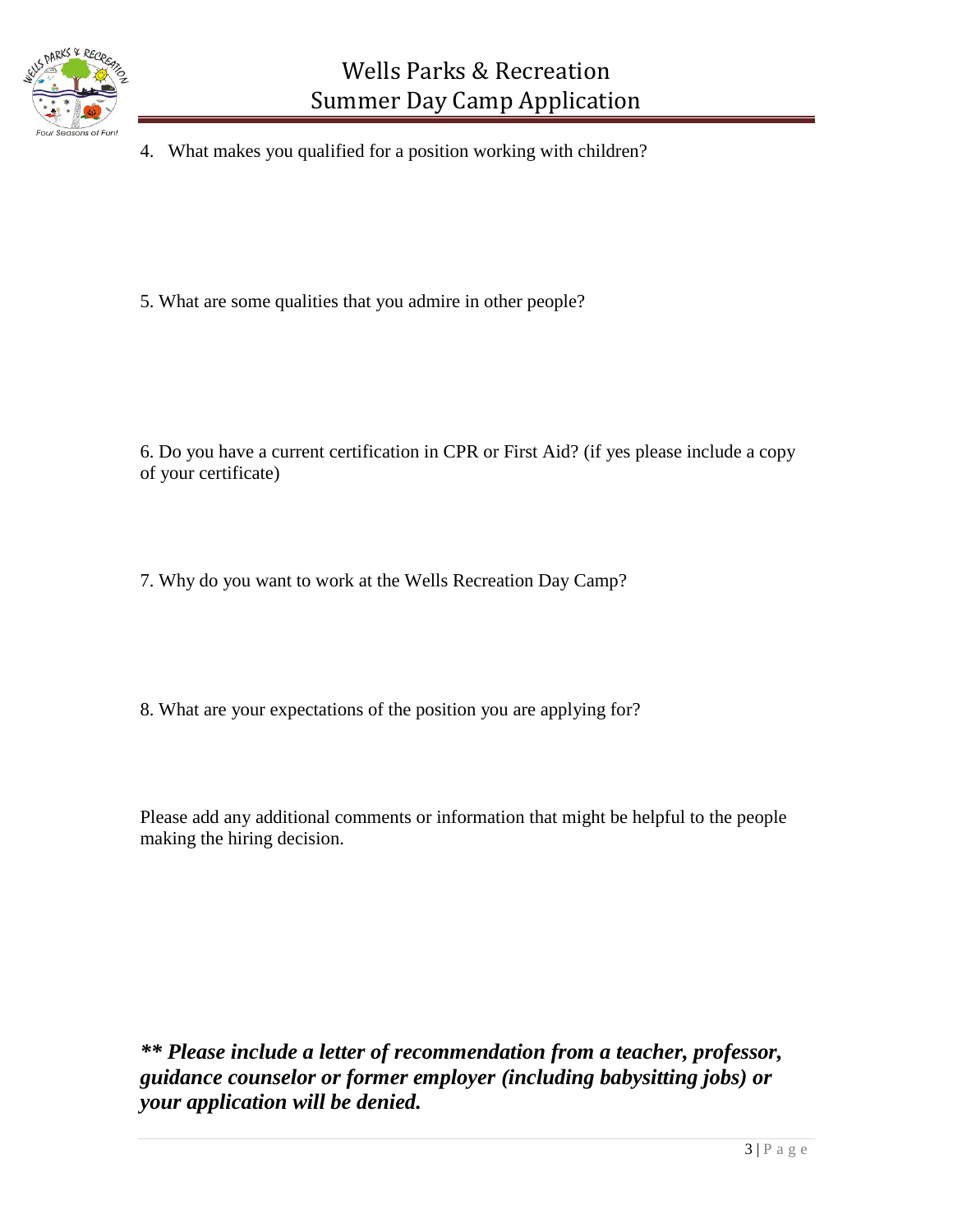4. What makes you qualified for a position working with children?

5. What are some qualities that you admire in other people?

6. Do you have a current certification in CPR or First Aid? (if yes please include a copy of your certificate)

7. Why do you want to work at the Wells Recreation Day Camp?

8. What are your expectations of the position you are applying for?

Please add any additional comments or information that might be helpful to the people making the hiring decision.

***\*\* Please include a letter of recommendation from a teacher, professor, guidance counselor or former employer (including babysitting jobs) or your application will be denied.***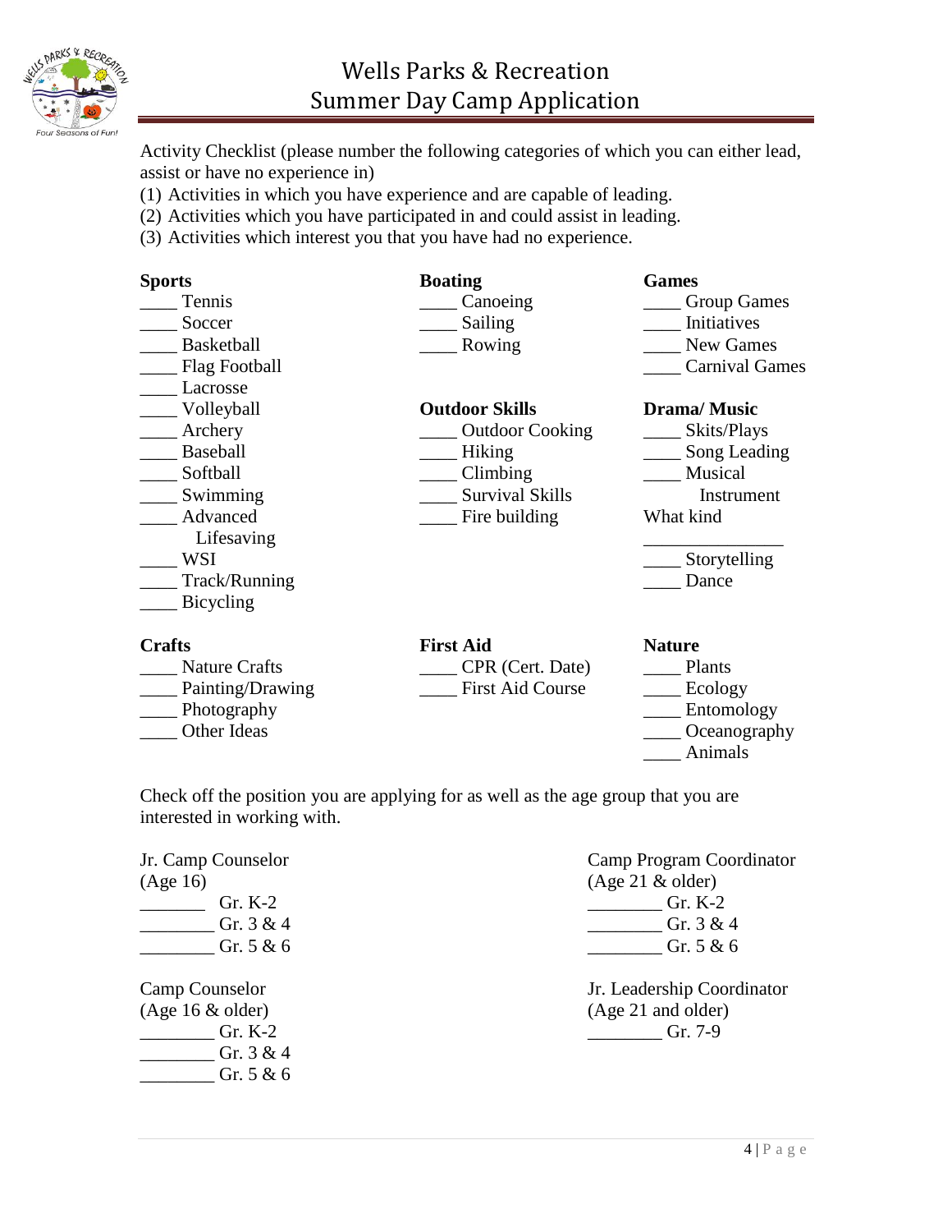# Wells Parks & Recreation
## Summer Day Camp Application

Activity Checklist (please number the following categories of which you can either lead, assist or have no experience in)

(1) Activities in which you have experience and are capable of leading.
(2) Activities which you have participated in and could assist in leading.
(3) Activities which interest you that you have had no experience.

**Sports**

____ Tennis
____ Soccer
____ Basketball
____ Flag Football
____ Lacrosse
____ Volleyball
____ Archery
____ Baseball
____ Softball
____ Swimming
____ Advanced Lifesaving
____ WSI
____ Track/Running
____ Bicycling

**Boating**

____ Canoeing
____ Sailing
____ Rowing

**Outdoor Skills**

____ Outdoor Cooking
____ Hiking
____ Climbing
____ Survival Skills
____ Fire building

**Games**

____ Group Games
____ Initiatives
____ New Games
____ Carnival Games

**Drama/ Music**

____ Skits/Plays
____ Song Leading
____ Musical Instrument
What kind _______________
____ Storytelling
____ Dance

**Crafts**

____ Nature Crafts
____ Painting/Drawing
____ Photography
____ Other Ideas

**First Aid**

____ CPR (Cert. Date)
____ First Aid Course

**Nature**

____ Plants
____ Ecology
____ Entomology
____ Oceanography
____ Animals

Check off the position you are applying for as well as the age group that you are interested in working with.

Jr. Camp Counselor
(Age 16)
_______ Gr. K-2
________ Gr. 3 & 4
________ Gr. 5 & 6

Camp Counselor
(Age 16 & older)
________ Gr. K-2
________ Gr. 3 & 4
________ Gr. 5 & 6

Camp Program Coordinator
(Age 21 & older)
________ Gr. K-2
________ Gr. 3 & 4
________ Gr. 5 & 6

Jr. Leadership Coordinator
(Age 21 and older)
________ Gr. 7-9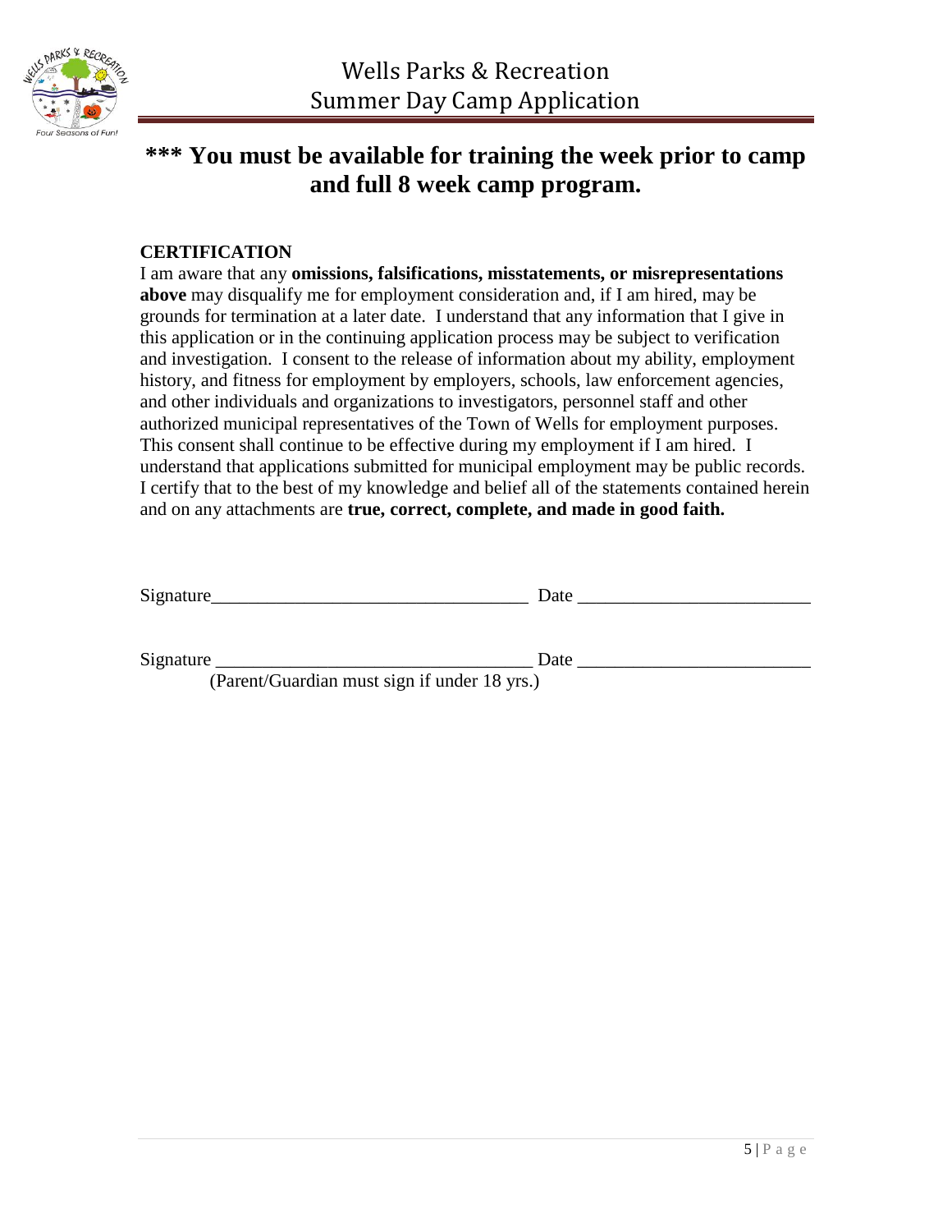Wells Parks & Recreation
Summer Day Camp Application

## *** You must be available for training the week prior to camp and full 8 week camp program.

**CERTIFICATION**

I am aware that any **omissions, falsifications, misstatements, or misrepresentations above** may disqualify me for employment consideration and, if I am hired, may be grounds for termination at a later date. I understand that any information that I give in this application or in the continuing application process may be subject to verification and investigation. I consent to the release of information about my ability, employment history, and fitness for employment by employers, schools, law enforcement agencies, and other individuals and organizations to investigators, personnel staff and other authorized municipal representatives of the Town of Wells for employment purposes. This consent shall continue to be effective during my employment if I am hired. I understand that applications submitted for municipal employment may be public records. I certify that to the best of my knowledge and belief all of the statements contained herein and on any attachments are **true, correct, complete, and made in good faith.**

Signature__________________________________ Date _________________________

Signature __________________________________ Date _________________________
(Parent/Guardian must sign if under 18 yrs.)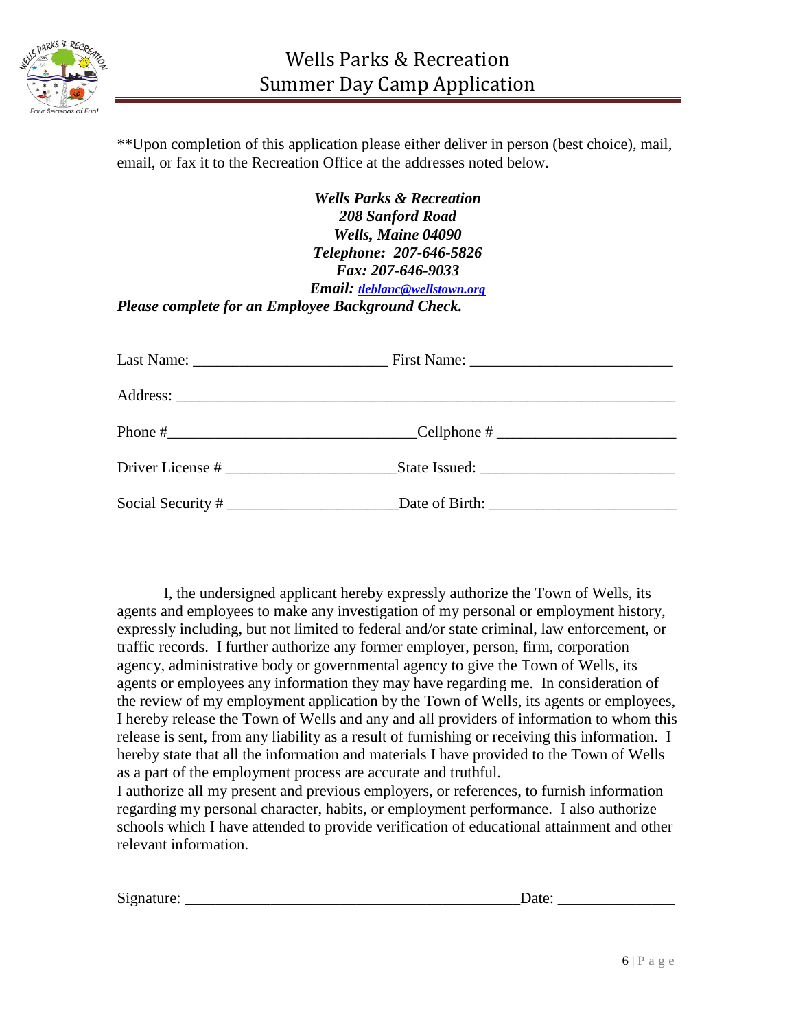# Wells Parks & Recreation
## Summer Day Camp Application

**Upon completion of this application please either deliver in person (best choice), mail, email, or fax it to the Recreation Office at the addresses noted below.

***Wells Parks & Recreation***
***208 Sanford Road***
***Wells, Maine 04090***
***Telephone: 207-646-5826***
***Fax: 207-646-9033***
***Email: tleblanc@wellstown.org***

***Please complete for an Employee Background Check.***

Last Name: ________________________ First Name: __________________________

Address: _________________________________________________________________

Phone #_______________________________Cellphone # ______________________

Driver License # ____________________State Issued: _______________________

Social Security # ____________________Date of Birth: ______________________

I, the undersigned applicant hereby expressly authorize the Town of Wells, its agents and employees to make any investigation of my personal or employment history, expressly including, but not limited to federal and/or state criminal, law enforcement, or traffic records. I further authorize any former employer, person, firm, corporation agency, administrative body or governmental agency to give the Town of Wells, its agents or employees any information they may have regarding me. In consideration of the review of my employment application by the Town of Wells, its agents or employees, I hereby release the Town of Wells and any and all providers of information to whom this release is sent, from any liability as a result of furnishing or receiving this information. I hereby state that all the information and materials I have provided to the Town of Wells as a part of the employment process are accurate and truthful.

I authorize all my present and previous employers, or references, to furnish information regarding my personal character, habits, or employment performance. I also authorize schools which I have attended to provide verification of educational attainment and other relevant information.

Signature: ___________________________________________Date: ______________